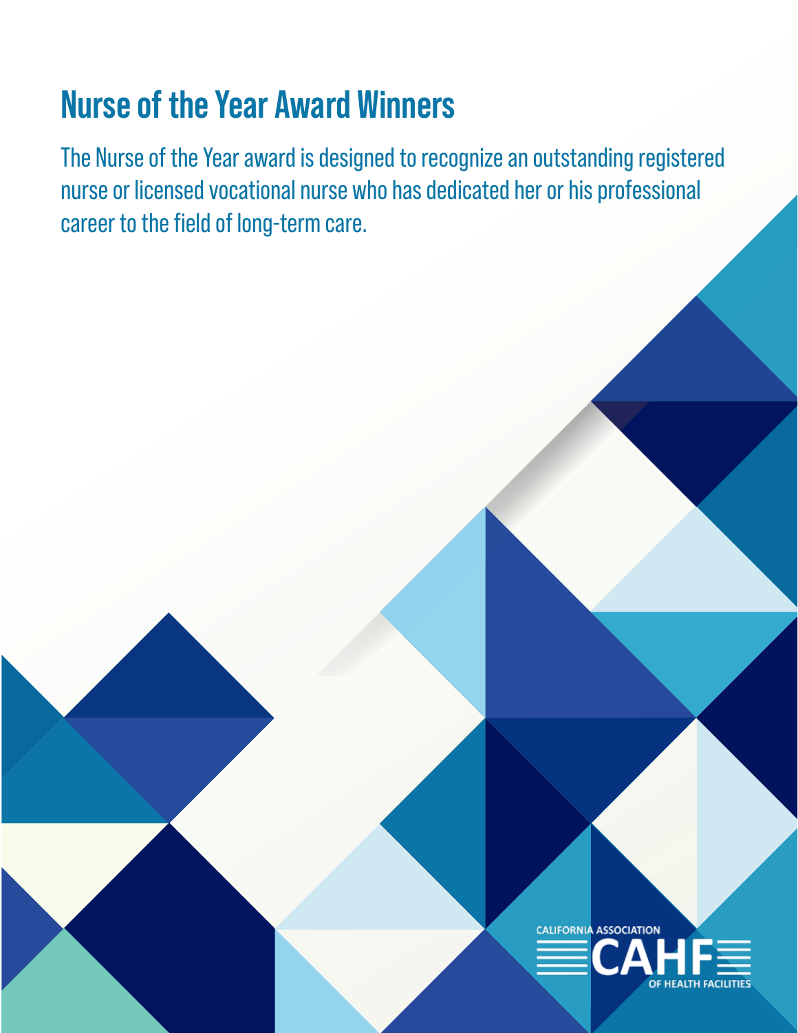# Nurse of the Year Award Winners

The Nurse of the Year award is designed to recognize an outstanding registered nurse or licensed vocational nurse who has dedicated her or his professional career to the field of long-term care.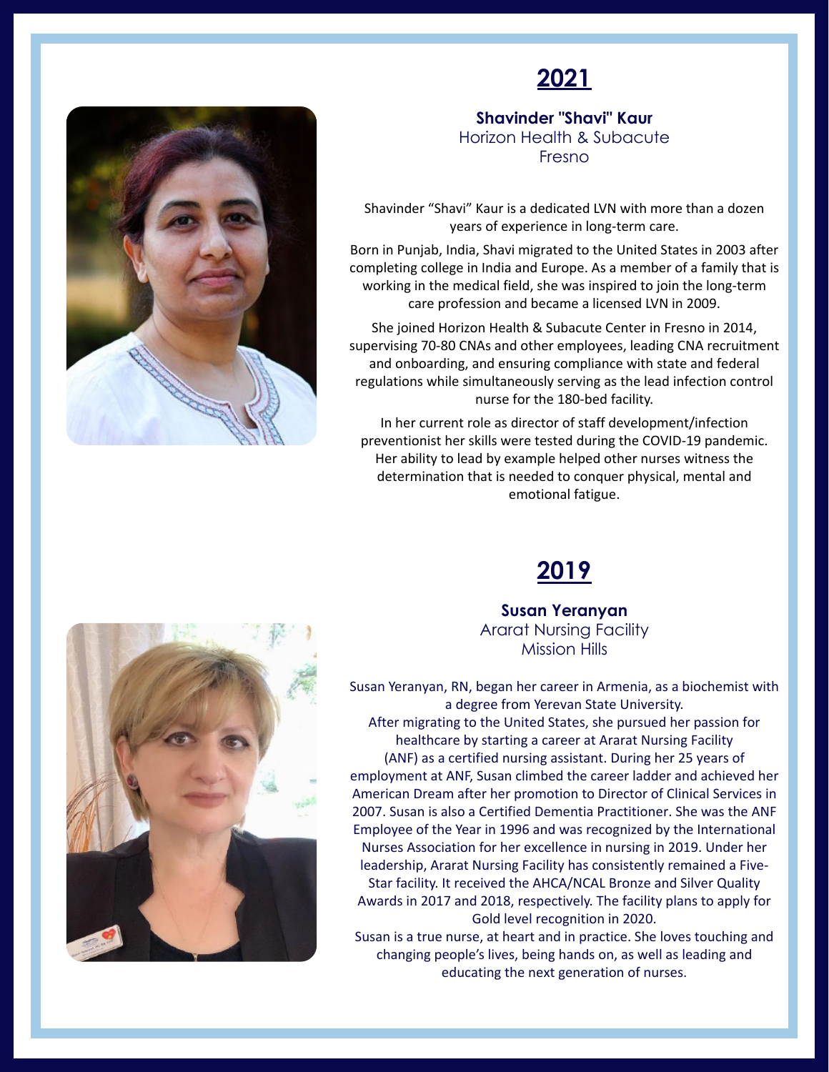## 2021

**Shavinder "Shavi" Kaur**
Horizon Health & Subacute
Fresno

Shavinder “Shavi” Kaur is a dedicated LVN with more than a dozen years of experience in long-term care.

Born in Punjab, India, Shavi migrated to the United States in 2003 after completing college in India and Europe. As a member of a family that is working in the medical field, she was inspired to join the long-term care profession and became a licensed LVN in 2009.

She joined Horizon Health & Subacute Center in Fresno in 2014, supervising 70-80 CNAs and other employees, leading CNA recruitment and onboarding, and ensuring compliance with state and federal regulations while simultaneously serving as the lead infection control nurse for the 180-bed facility.

In her current role as director of staff development/infection preventionist her skills were tested during the COVID-19 pandemic. Her ability to lead by example helped other nurses witness the determination that is needed to conquer physical, mental and emotional fatigue.

## 2019

**Susan Yeranyan**
Ararat Nursing Facility
Mission Hills

Susan Yeranyan, RN, began her career in Armenia, as a biochemist with a degree from Yerevan State University.
After migrating to the United States, she pursued her passion for healthcare by starting a career at Ararat Nursing Facility (ANF) as a certified nursing assistant. During her 25 years of employment at ANF, Susan climbed the career ladder and achieved her American Dream after her promotion to Director of Clinical Services in 2007. Susan is also a Certified Dementia Practitioner. She was the ANF Employee of the Year in 1996 and was recognized by the International Nurses Association for her excellence in nursing in 2019. Under her leadership, Ararat Nursing Facility has consistently remained a Five-Star facility. It received the AHCA/NCAL Bronze and Silver Quality Awards in 2017 and 2018, respectively. The facility plans to apply for Gold level recognition in 2020.
Susan is a true nurse, at heart and in practice. She loves touching and changing people’s lives, being hands on, as well as leading and educating the next generation of nurses.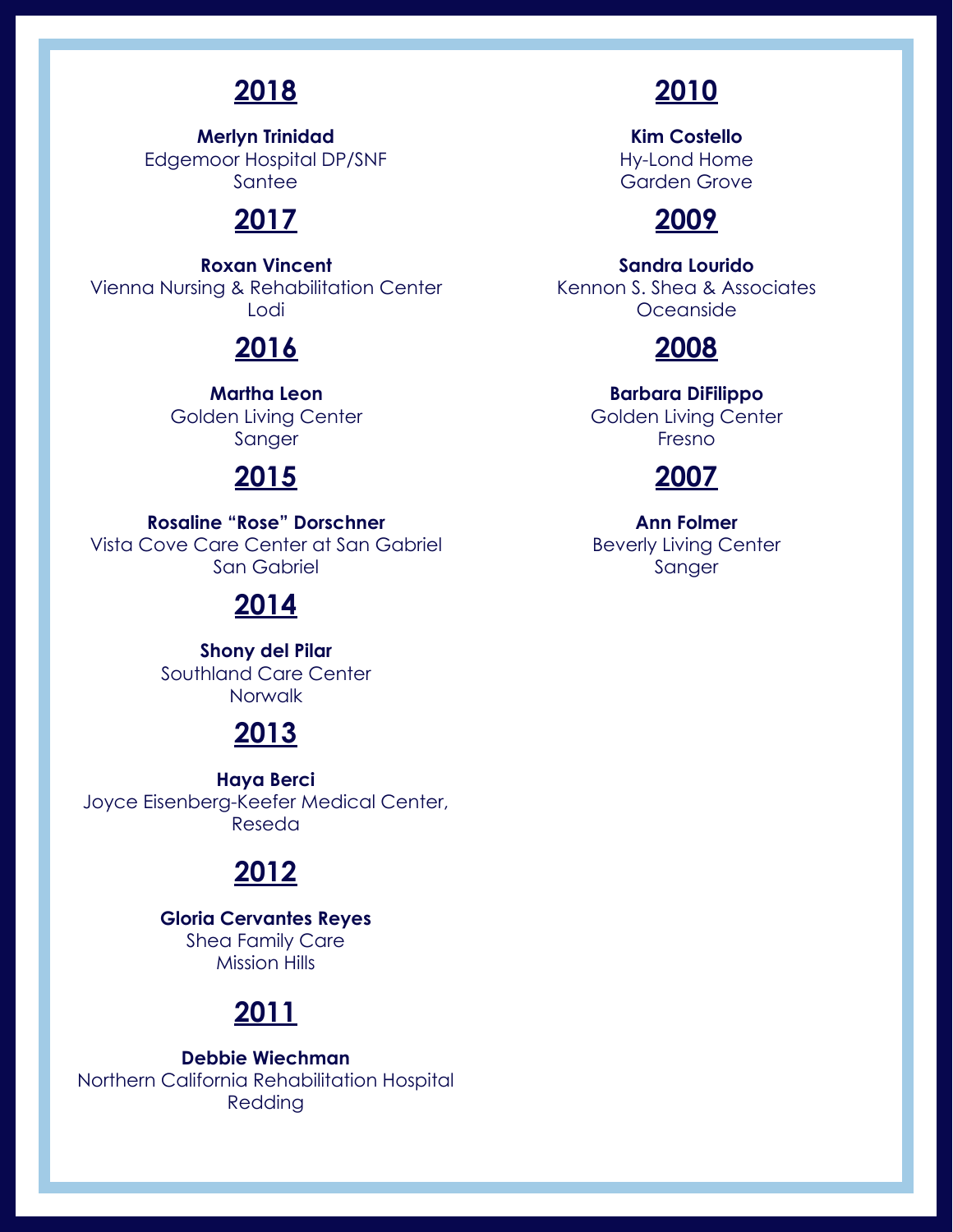## 2018

**Merlyn Trinidad**
Edgemoor Hospital DP/SNF
Santee

## 2017

**Roxan Vincent**
Vienna Nursing & Rehabilitation Center
Lodi

## 2016

**Martha Leon**
Golden Living Center
Sanger

## 2015

**Rosaline "Rose" Dorschner**
Vista Cove Care Center at San Gabriel
San Gabriel

## 2014

**Shony del Pilar**
Southland Care Center
Norwalk

## 2013

**Haya Berci**
Joyce Eisenberg-Keefer Medical Center,
Reseda

## 2012

**Gloria Cervantes Reyes**
Shea Family Care
Mission Hills

## 2011

**Debbie Wiechman**
Northern California Rehabilitation Hospital
Redding

## 2010

**Kim Costello**
Hy-Lond Home
Garden Grove

## 2009

**Sandra Lourido**
Kennon S. Shea & Associates
Oceanside

## 2008

**Barbara DiFilippo**
Golden Living Center
Fresno

## 2007

**Ann Folmer**
Beverly Living Center
Sanger